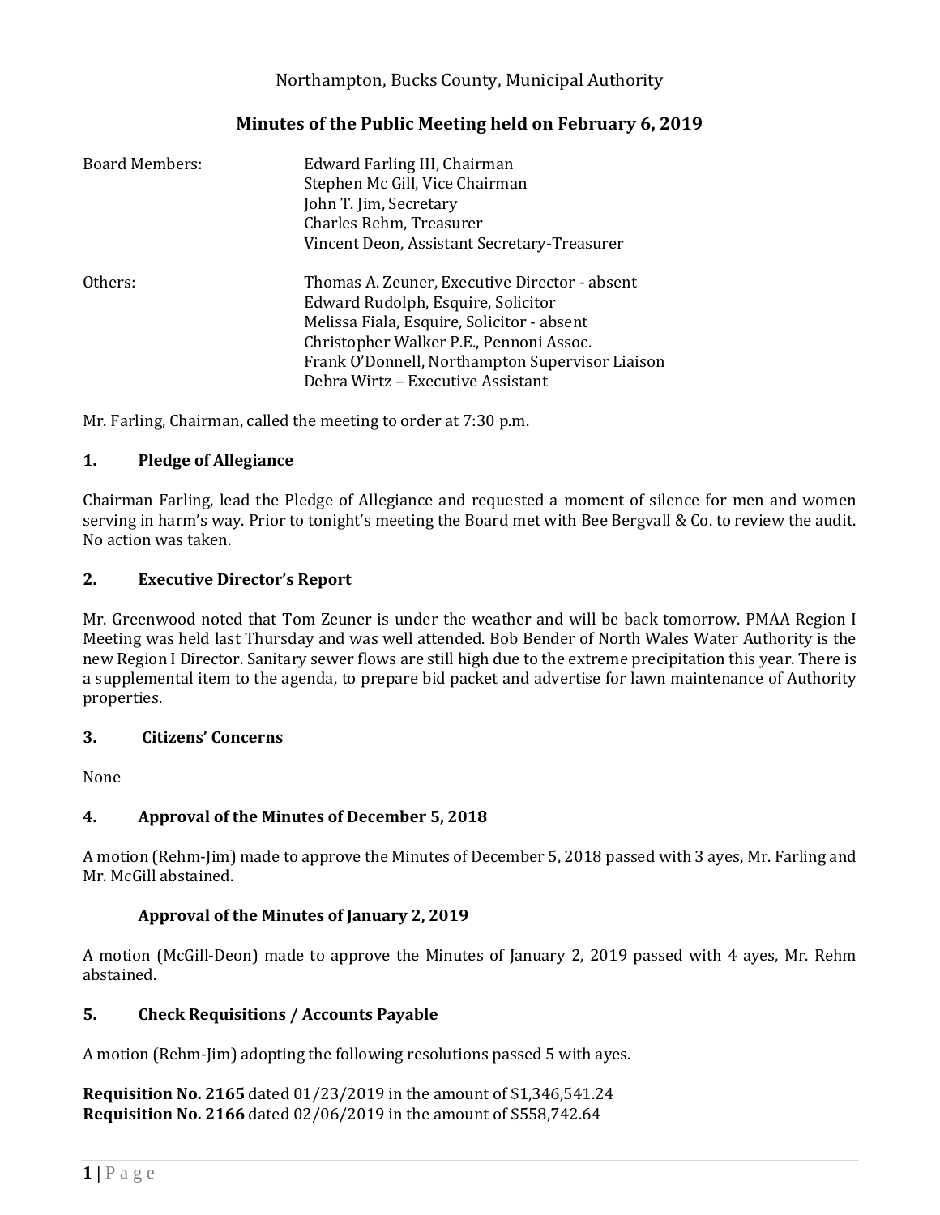Northampton, Bucks County, Municipal Authority

## Minutes of the Public Meeting held on February 6, 2019

| | |
|---|---|
| Board Members: | Edward Farling III, Chairman<br>Stephen Mc Gill, Vice Chairman<br>John T. Jim, Secretary<br>Charles Rehm, Treasurer<br>Vincent Deon, Assistant Secretary-Treasurer |
| Others: | Thomas A. Zeuner, Executive Director - absent<br>Edward Rudolph, Esquire, Solicitor<br>Melissa Fiala, Esquire, Solicitor - absent<br>Christopher Walker P.E., Pennoni Assoc.<br>Frank O'Donnell, Northampton Supervisor Liaison<br>Debra Wirtz – Executive Assistant |

Mr. Farling, Chairman, called the meeting to order at 7:30 p.m.

### 1. Pledge of Allegiance

Chairman Farling, lead the Pledge of Allegiance and requested a moment of silence for men and women serving in harm's way. Prior to tonight's meeting the Board met with Bee Bergvall & Co. to review the audit. No action was taken.

### 2. Executive Director's Report

Mr. Greenwood noted that Tom Zeuner is under the weather and will be back tomorrow. PMAA Region I Meeting was held last Thursday and was well attended. Bob Bender of North Wales Water Authority is the new Region I Director. Sanitary sewer flows are still high due to the extreme precipitation this year. There is a supplemental item to the agenda, to prepare bid packet and advertise for lawn maintenance of Authority properties.

### 3. Citizens' Concerns

None

### 4. Approval of the Minutes of December 5, 2018

A motion (Rehm-Jim) made to approve the Minutes of December 5, 2018 passed with 3 ayes, Mr. Farling and Mr. McGill abstained.

**Approval of the Minutes of January 2, 2019**

A motion (McGill-Deon) made to approve the Minutes of January 2, 2019 passed with 4 ayes, Mr. Rehm abstained.

### 5. Check Requisitions / Accounts Payable

A motion (Rehm-Jim) adopting the following resolutions passed 5 with ayes.

**Requisition No. 2165** dated 01/23/2019 in the amount of $1,346,541.24
**Requisition No. 2166** dated 02/06/2019 in the amount of $558,742.64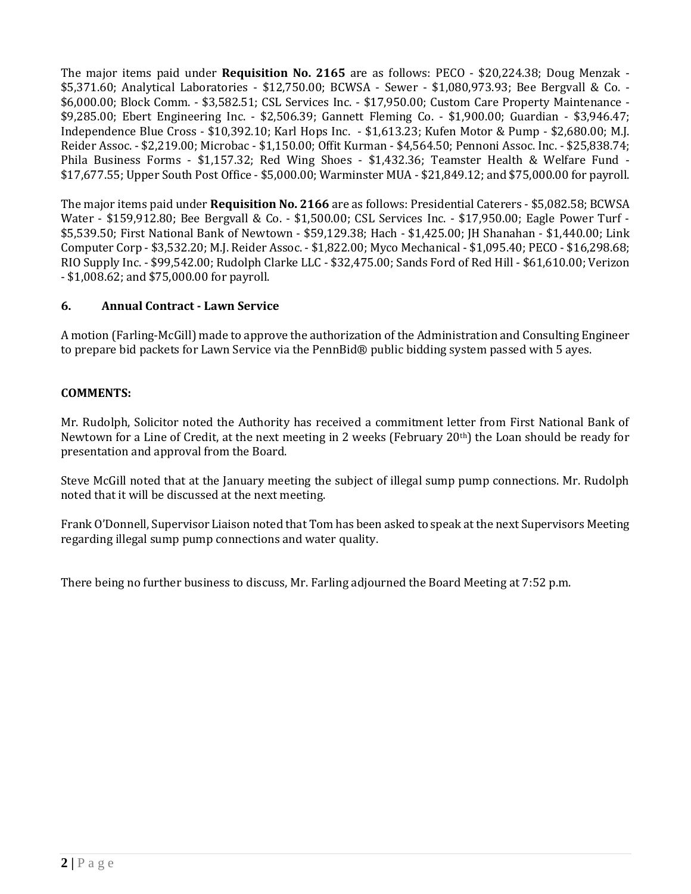The major items paid under **Requisition No. 2165** are as follows: PECO - $20,224.38; Doug Menzak - $5,371.60; Analytical Laboratories - $12,750.00; BCWSA - Sewer - $1,080,973.93; Bee Bergvall & Co. - $6,000.00; Block Comm. - $3,582.51; CSL Services Inc. - $17,950.00; Custom Care Property Maintenance - $9,285.00; Ebert Engineering Inc. - $2,506.39; Gannett Fleming Co. - $1,900.00; Guardian - $3,946.47; Independence Blue Cross - $10,392.10; Karl Hops Inc. - $1,613.23; Kufen Motor & Pump - $2,680.00; M.J. Reider Assoc. - $2,219.00; Microbac - $1,150.00; Offit Kurman - $4,564.50; Pennoni Assoc. Inc. - $25,838.74; Phila Business Forms - $1,157.32; Red Wing Shoes - $1,432.36; Teamster Health & Welfare Fund - $17,677.55; Upper South Post Office - $5,000.00; Warminster MUA - $21,849.12; and $75,000.00 for payroll.

The major items paid under **Requisition No. 2166** are as follows: Presidential Caterers - $5,082.58; BCWSA Water - $159,912.80; Bee Bergvall & Co. - $1,500.00; CSL Services Inc. - $17,950.00; Eagle Power Turf - $5,539.50; First National Bank of Newtown - $59,129.38; Hach - $1,425.00; JH Shanahan - $1,440.00; Link Computer Corp - $3,532.20; M.J. Reider Assoc. - $1,822.00; Myco Mechanical - $1,095.40; PECO - $16,298.68; RIO Supply Inc. - $99,542.00; Rudolph Clarke LLC - $32,475.00; Sands Ford of Red Hill - $61,610.00; Verizon - $1,008.62; and $75,000.00 for payroll.

### 6. Annual Contract - Lawn Service

A motion (Farling-McGill) made to approve the authorization of the Administration and Consulting Engineer to prepare bid packets for Lawn Service via the PennBid® public bidding system passed with 5 ayes.

**COMMENTS:**

Mr. Rudolph, Solicitor noted the Authority has received a commitment letter from First National Bank of Newtown for a Line of Credit, at the next meeting in 2 weeks (February 20th) the Loan should be ready for presentation and approval from the Board.

Steve McGill noted that at the January meeting the subject of illegal sump pump connections. Mr. Rudolph noted that it will be discussed at the next meeting.

Frank O'Donnell, Supervisor Liaison noted that Tom has been asked to speak at the next Supervisors Meeting regarding illegal sump pump connections and water quality.

There being no further business to discuss, Mr. Farling adjourned the Board Meeting at 7:52 p.m.